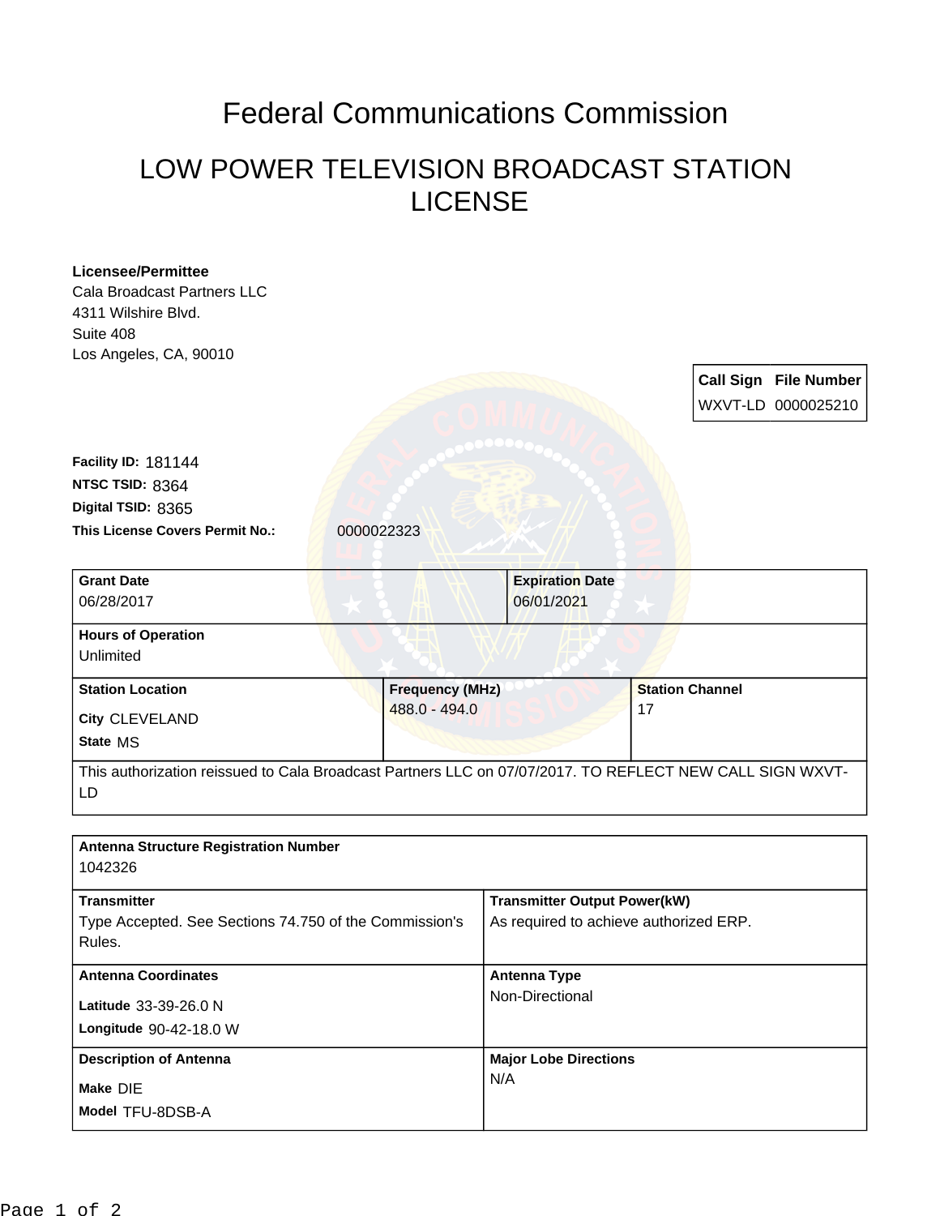# Federal Communications Commission

## LOW POWER TELEVISION BROADCAST STATION LICENSE

**Licensee/Permittee**
Cala Broadcast Partners LLC
4311 Wilshire Blvd.
Suite 408
Los Angeles, CA, 90010

| Call Sign | File Number |
|---|---|
| WXVT-LD | 0000025210 |

**Facility ID:** 181144
**NTSC TSID:** 8364
**Digital TSID:** 8365
**This License Covers Permit No.:** 0000022323

| **Grant Date** | **Expiration Date** |
|---|---|
| 06/28/2017 | 06/01/2021 |

**Hours of Operation**
Unlimited

| **Station Location** | **Frequency (MHz)** | **Station Channel** |
|---|---|---|
| City CLEVELAND<br>State MS | 488.0 - 494.0 | 17 |

This authorization reissued to Cala Broadcast Partners LLC on 07/07/2017. TO REFLECT NEW CALL SIGN WXVT-LD

**Antenna Structure Registration Number**
1042326

| **Transmitter** | **Transmitter Output Power(kW)** |
|---|---|
| Type Accepted. See Sections 74.750 of the Commission's Rules. | As required to achieve authorized ERP. |
| **Antenna Coordinates** | **Antenna Type** |
| Latitude 33-39-26.0 N<br>Longitude 90-42-18.0 W | Non-Directional |
| **Description of Antenna** | **Major Lobe Directions** |
| Make DIE<br>Model TFU-8DSB-A | N/A |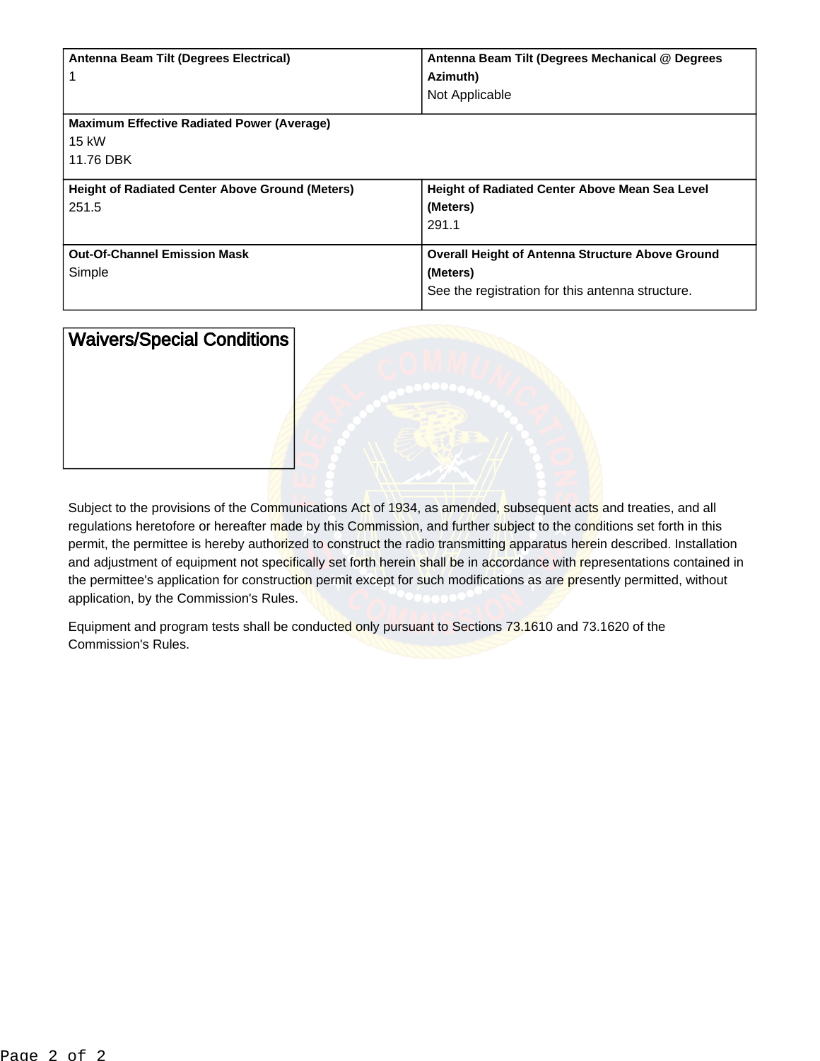| | |
|---|---|
| **Antenna Beam Tilt (Degrees Electrical)**<br>1 | **Antenna Beam Tilt (Degrees Mechanical @ Degrees Azimuth)**<br>Not Applicable |
| **Maximum Effective Radiated Power (Average)**<br>15 kW<br>11.76 DBK | |
| **Height of Radiated Center Above Ground (Meters)**<br>251.5 | **Height of Radiated Center Above Mean Sea Level (Meters)**<br>291.1 |
| **Out-Of-Channel Emission Mask**<br>Simple | **Overall Height of Antenna Structure Above Ground (Meters)**<br>See the registration for this antenna structure. |

## Waivers/Special Conditions

Subject to the provisions of the Communications Act of 1934, as amended, subsequent acts and treaties, and all regulations heretofore or hereafter made by this Commission, and further subject to the conditions set forth in this permit, the permittee is hereby authorized to construct the radio transmitting apparatus herein described. Installation and adjustment of equipment not specifically set forth herein shall be in accordance with representations contained in the permittee's application for construction permit except for such modifications as are presently permitted, without application, by the Commission's Rules.

Equipment and program tests shall be conducted only pursuant to Sections 73.1610 and 73.1620 of the Commission's Rules.